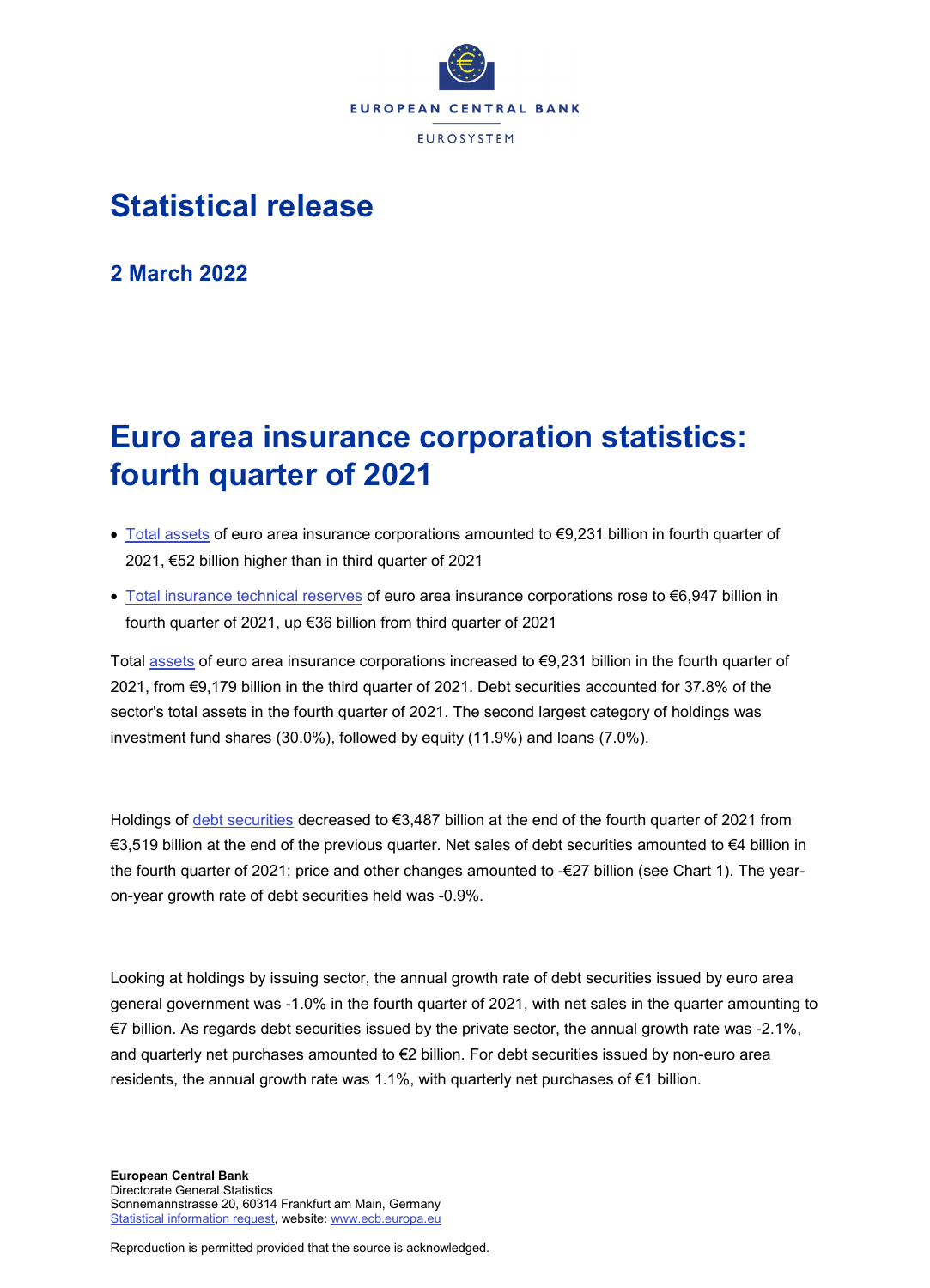EUROPEAN CENTRAL BANK

EUROSYSTEM

# Statistical release

## 2 March 2022

# Euro area insurance corporation statistics: fourth quarter of 2021

- Total assets of euro area insurance corporations amounted to €9,231 billion in fourth quarter of 2021, €52 billion higher than in third quarter of 2021
- Total insurance technical reserves of euro area insurance corporations rose to €6,947 billion in fourth quarter of 2021, up €36 billion from third quarter of 2021

Total assets of euro area insurance corporations increased to €9,231 billion in the fourth quarter of 2021, from €9,179 billion in the third quarter of 2021. Debt securities accounted for 37.8% of the sector's total assets in the fourth quarter of 2021. The second largest category of holdings was investment fund shares (30.0%), followed by equity (11.9%) and loans (7.0%).

Holdings of debt securities decreased to €3,487 billion at the end of the fourth quarter of 2021 from €3,519 billion at the end of the previous quarter. Net sales of debt securities amounted to €4 billion in the fourth quarter of 2021; price and other changes amounted to -€27 billion (see Chart 1). The year-on-year growth rate of debt securities held was -0.9%.

Looking at holdings by issuing sector, the annual growth rate of debt securities issued by euro area general government was -1.0% in the fourth quarter of 2021, with net sales in the quarter amounting to €7 billion. As regards debt securities issued by the private sector, the annual growth rate was -2.1%, and quarterly net purchases amounted to €2 billion. For debt securities issued by non-euro area residents, the annual growth rate was 1.1%, with quarterly net purchases of €1 billion.

**European Central Bank**
Directorate General Statistics
Sonnemannstrasse 20, 60314 Frankfurt am Main, Germany
Statistical information request, website: www.ecb.europa.eu

Reproduction is permitted provided that the source is acknowledged.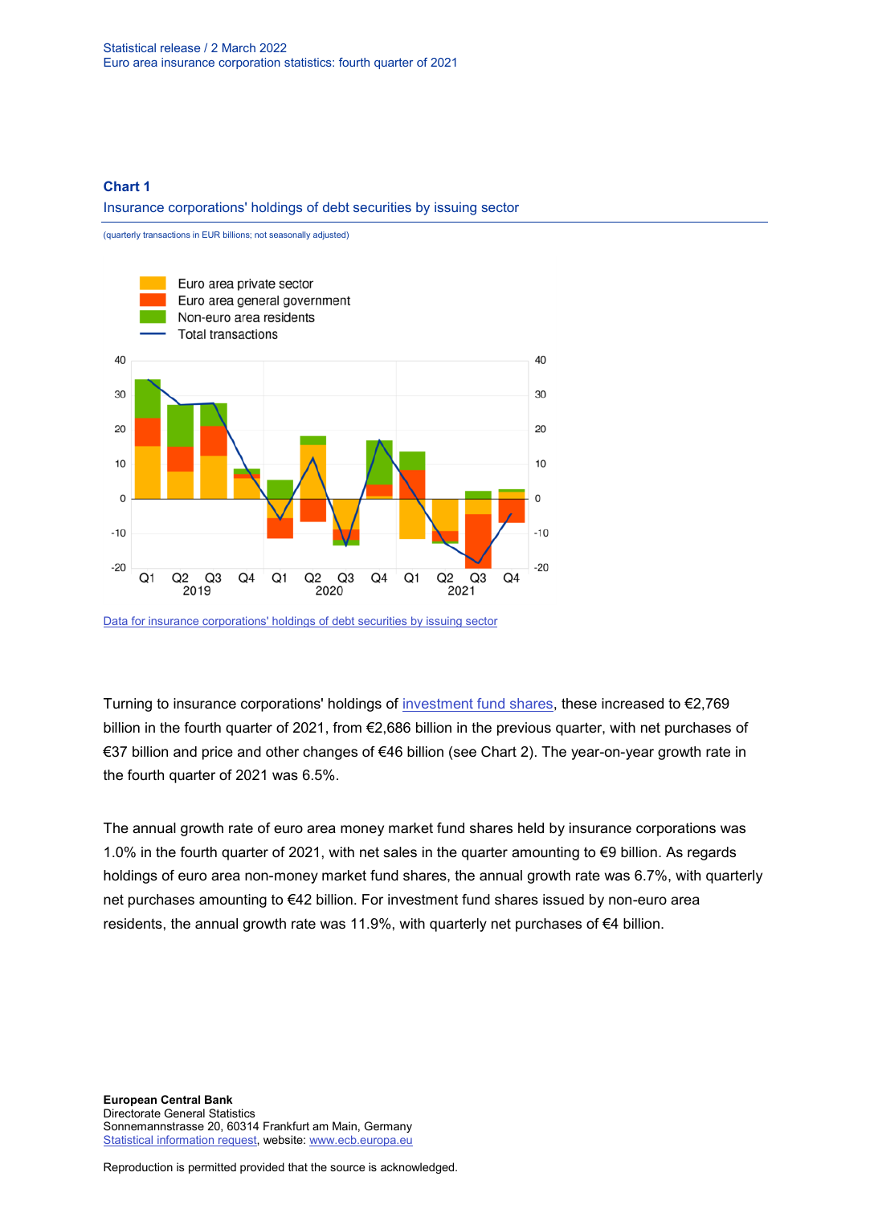### Chart 1

Insurance corporations' holdings of debt securities by issuing sector

(quarterly transactions in EUR billions; not seasonally adjusted)

Data for insurance corporations' holdings of debt securities by issuing sector

Turning to insurance corporations' holdings of investment fund shares, these increased to €2,769 billion in the fourth quarter of 2021, from €2,686 billion in the previous quarter, with net purchases of €37 billion and price and other changes of €46 billion (see Chart 2). The year-on-year growth rate in the fourth quarter of 2021 was 6.5%.

The annual growth rate of euro area money market fund shares held by insurance corporations was 1.0% in the fourth quarter of 2021, with net sales in the quarter amounting to €9 billion. As regards holdings of euro area non-money market fund shares, the annual growth rate was 6.7%, with quarterly net purchases amounting to €42 billion. For investment fund shares issued by non-euro area residents, the annual growth rate was 11.9%, with quarterly net purchases of €4 billion.

**European Central Bank**
Directorate General Statistics
Sonnemannstrasse 20, 60314 Frankfurt am Main, Germany
Statistical information request, website: www.ecb.europa.eu

Reproduction is permitted provided that the source is acknowledged.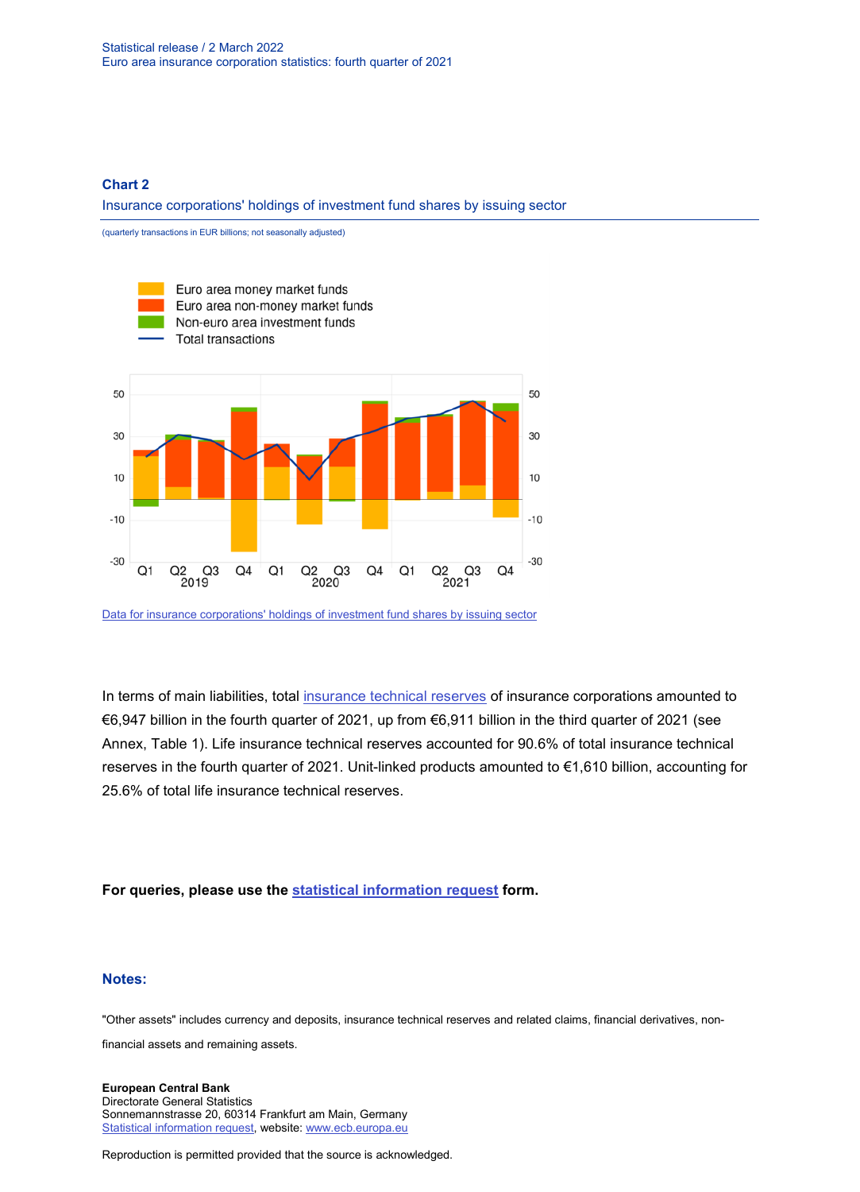### Chart 2

Insurance corporations' holdings of investment fund shares by issuing sector

(quarterly transactions in EUR billions; not seasonally adjusted)

Data for insurance corporations' holdings of investment fund shares by issuing sector

In terms of main liabilities, total insurance technical reserves of insurance corporations amounted to €6,947 billion in the fourth quarter of 2021, up from €6,911 billion in the third quarter of 2021 (see Annex, Table 1). Life insurance technical reserves accounted for 90.6% of total insurance technical reserves in the fourth quarter of 2021. Unit-linked products amounted to €1,610 billion, accounting for 25.6% of total life insurance technical reserves.

**For queries, please use the statistical information request form.**

### Notes:

"Other assets" includes currency and deposits, insurance technical reserves and related claims, financial derivatives, non-financial assets and remaining assets.

**European Central Bank**
Directorate General Statistics
Sonnemannstrasse 20, 60314 Frankfurt am Main, Germany
Statistical information request, website: www.ecb.europa.eu

Reproduction is permitted provided that the source is acknowledged.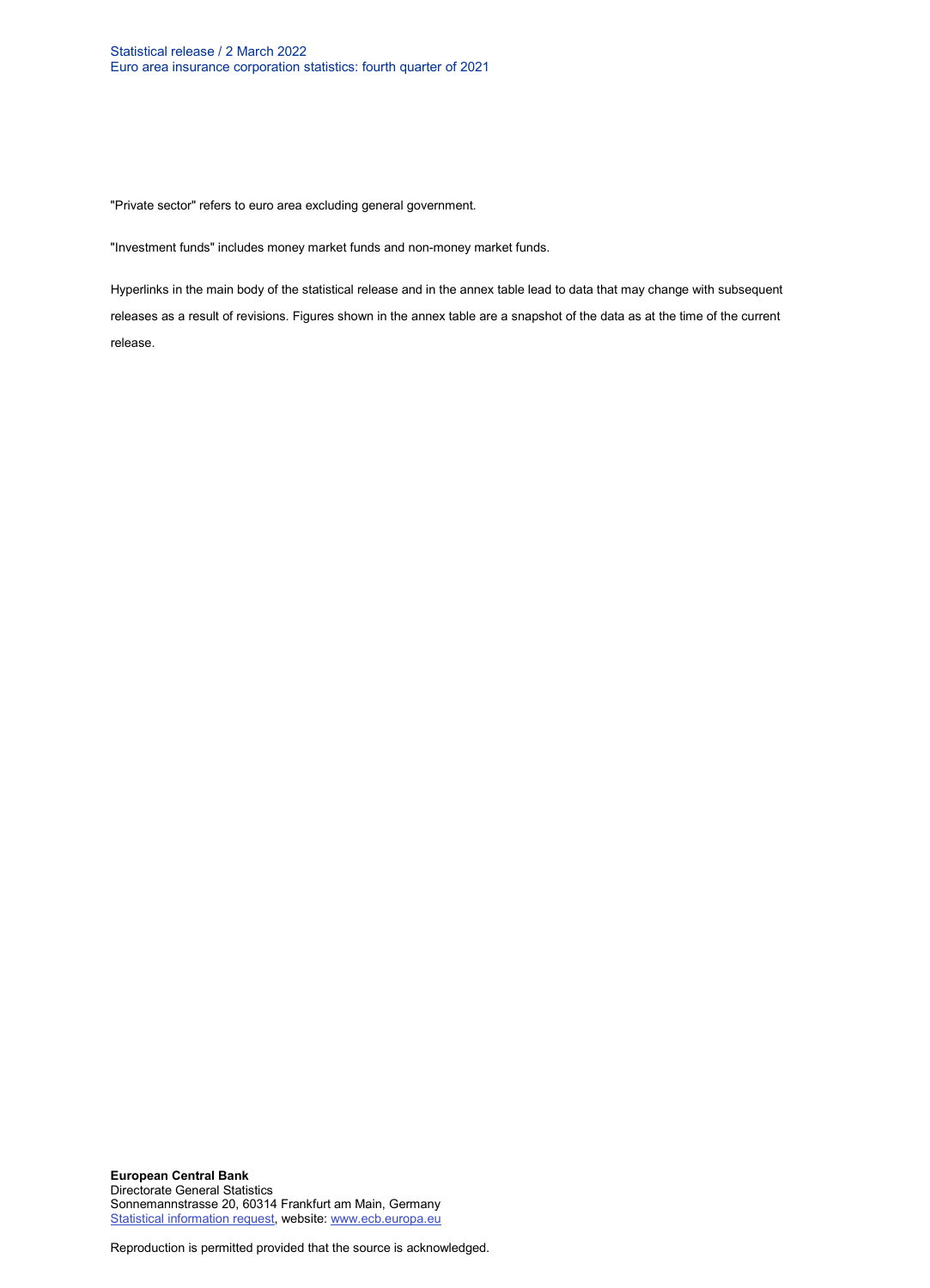"Private sector" refers to euro area excluding general government.

"Investment funds" includes money market funds and non-money market funds.

Hyperlinks in the main body of the statistical release and in the annex table lead to data that may change with subsequent releases as a result of revisions. Figures shown in the annex table are a snapshot of the data as at the time of the current release.

**European Central Bank**
Directorate General Statistics
Sonnemannstrasse 20, 60314 Frankfurt am Main, Germany
Statistical information request, website: www.ecb.europa.eu

Reproduction is permitted provided that the source is acknowledged.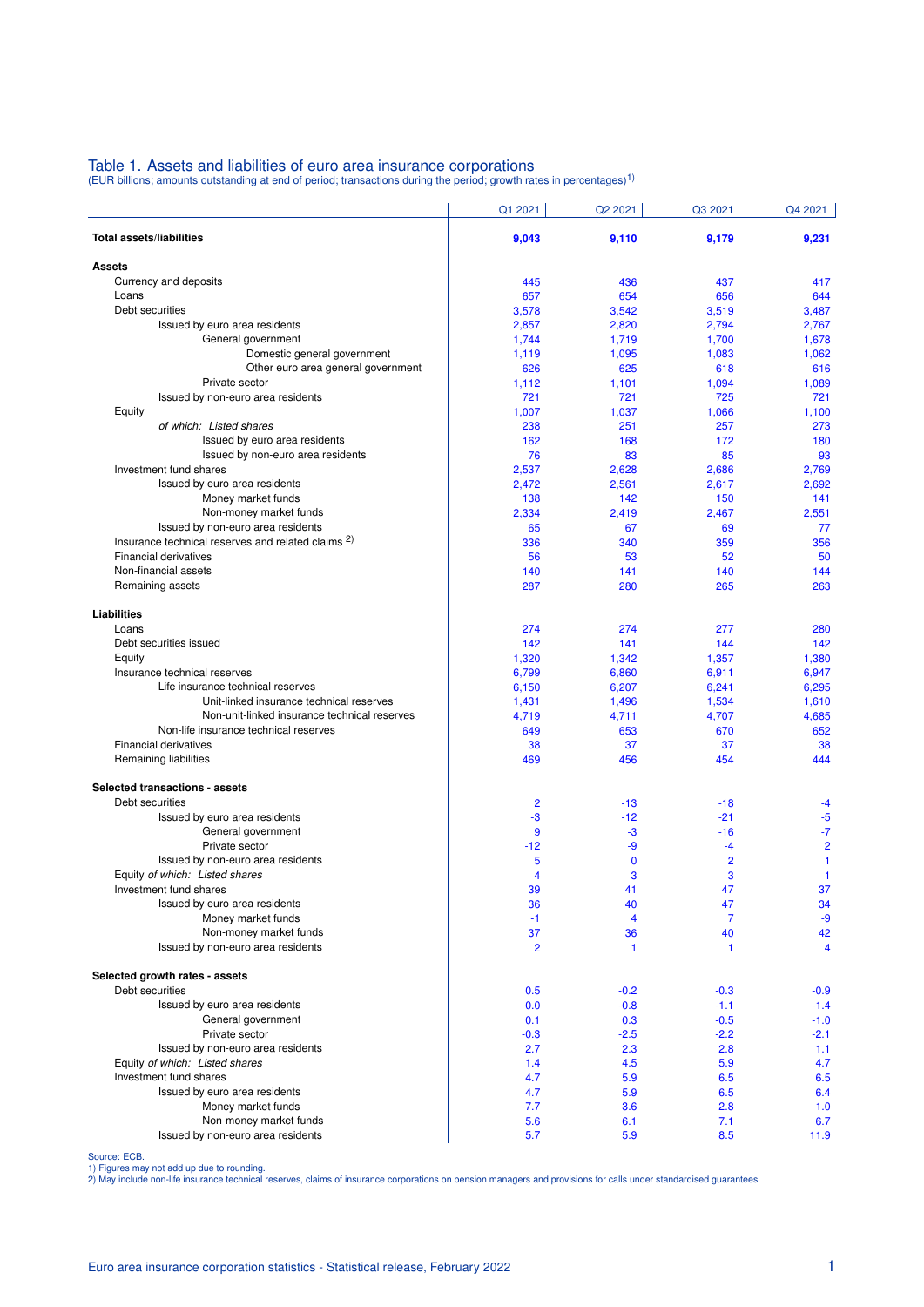## Table 1. Assets and liabilities of euro area insurance corporations

(EUR billions; amounts outstanding at end of period; transactions during the period; growth rates in percentages)[1]

| | Q1 2021 | Q2 2021 | Q3 2021 | Q4 2021 |
|---|---|---|---|---|
| **Total assets/liabilities** | **9,043** | **9,110** | **9,179** | **9,231** |
| **Assets** | | | | |
| Currency and deposits | 445 | 436 | 437 | 417 |
| Loans | 657 | 654 | 656 | 644 |
| Debt securities | 3,578 | 3,542 | 3,519 | 3,487 |
| Issued by euro area residents | 2,857 | 2,820 | 2,794 | 2,767 |
| General government | 1,744 | 1,719 | 1,700 | 1,678 |
| Domestic general government | 1,119 | 1,095 | 1,083 | 1,062 |
| Other euro area general government | 626 | 625 | 618 | 616 |
| Private sector | 1,112 | 1,101 | 1,094 | 1,089 |
| Issued by non-euro area residents | 721 | 721 | 725 | 721 |
| Equity | 1,007 | 1,037 | 1,066 | 1,100 |
| *of which: Listed shares* | 238 | 251 | 257 | 273 |
| Issued by euro area residents | 162 | 168 | 172 | 180 |
| Issued by non-euro area residents | 76 | 83 | 85 | 93 |
| Investment fund shares | 2,537 | 2,628 | 2,686 | 2,769 |
| Issued by euro area residents | 2,472 | 2,561 | 2,617 | 2,692 |
| Money market funds | 138 | 142 | 150 | 141 |
| Non-money market funds | 2,334 | 2,419 | 2,467 | 2,551 |
| Issued by non-euro area residents | 65 | 67 | 69 | 77 |
| Insurance technical reserves and related claims [2] | 336 | 340 | 359 | 356 |
| Financial derivatives | 56 | 53 | 52 | 50 |
| Non-financial assets | 140 | 141 | 140 | 144 |
| Remaining assets | 287 | 280 | 265 | 263 |
| **Liabilities** | | | | |
| Loans | 274 | 274 | 277 | 280 |
| Debt securities issued | 142 | 141 | 144 | 142 |
| Equity | 1,320 | 1,342 | 1,357 | 1,380 |
| Insurance technical reserves | 6,799 | 6,860 | 6,911 | 6,947 |
| Life insurance technical reserves | 6,150 | 6,207 | 6,241 | 6,295 |
| Unit-linked insurance technical reserves | 1,431 | 1,496 | 1,534 | 1,610 |
| Non-unit-linked insurance technical reserves | 4,719 | 4,711 | 4,707 | 4,685 |
| Non-life insurance technical reserves | 649 | 653 | 670 | 652 |
| Financial derivatives | 38 | 37 | 37 | 38 |
| Remaining liabilities | 469 | 456 | 454 | 444 |
| **Selected transactions - assets** | | | | |
| Debt securities | 2 | -13 | -18 | -4 |
| Issued by euro area residents | -3 | -12 | -21 | -5 |
| General government | 9 | -3 | -16 | -7 |
| Private sector | -12 | -9 | -4 | 2 |
| Issued by non-euro area residents | 5 | 0 | 2 | 1 |
| Equity *of which: Listed shares* | 4 | 3 | 3 | 1 |
| Investment fund shares | 39 | 41 | 47 | 37 |
| Issued by euro area residents | 36 | 40 | 47 | 34 |
| Money market funds | -1 | 4 | 7 | -9 |
| Non-money market funds | 37 | 36 | 40 | 42 |
| Issued by non-euro area residents | 2 | 1 | 1 | 4 |
| **Selected growth rates - assets** | | | | |
| Debt securities | 0.5 | -0.2 | -0.3 | -0.9 |
| Issued by euro area residents | 0.0 | -0.8 | -1.1 | -1.4 |
| General government | 0.1 | 0.3 | -0.5 | -1.0 |
| Private sector | -0.3 | -2.5 | -2.2 | -2.1 |
| Issued by non-euro area residents | 2.7 | 2.3 | 2.8 | 1.1 |
| Equity *of which: Listed shares* | 1.4 | 4.5 | 5.9 | 4.7 |
| Investment fund shares | 4.7 | 5.9 | 6.5 | 6.5 |
| Issued by euro area residents | 4.7 | 5.9 | 6.5 | 6.4 |
| Money market funds | -7.7 | 3.6 | -2.8 | 1.0 |
| Non-money market funds | 5.6 | 6.1 | 7.1 | 6.7 |
| Issued by non-euro area residents | 5.7 | 5.9 | 8.5 | 11.9 |

Source: ECB.
1) Figures may not add up due to rounding.
2) May include non-life insurance technical reserves, claims of insurance corporations on pension managers and provisions for calls under standardised guarantees.